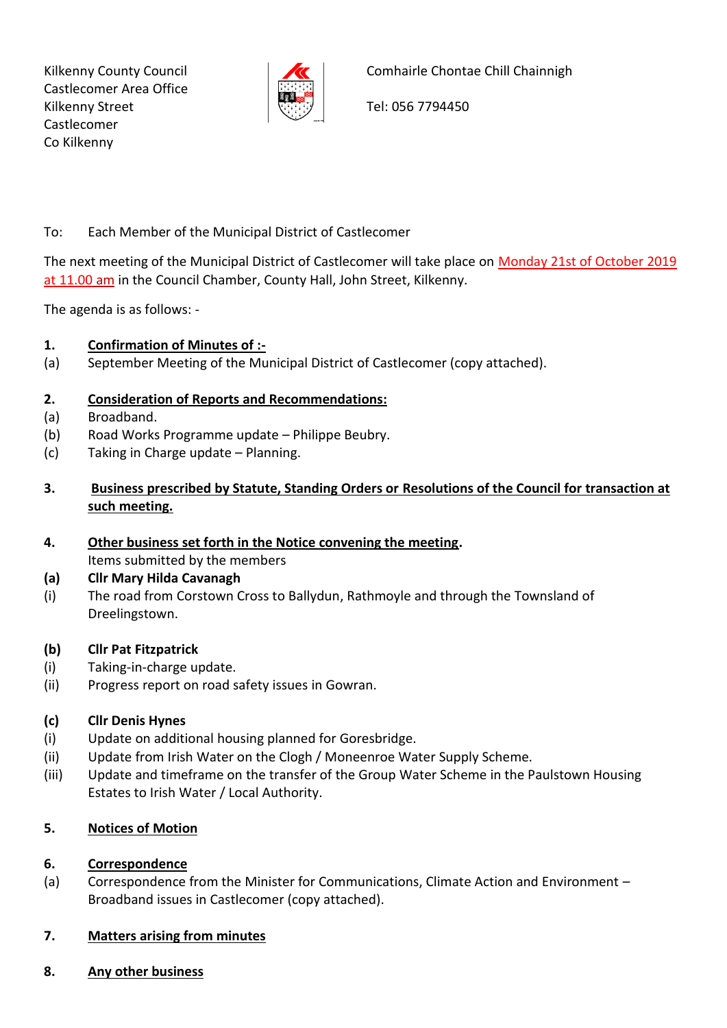Kilkenny County Council
Castlecomer Area Office
Kilkenny Street
Castlecomer
Co Kilkenny

Comhairle Chontae Chill Chainnigh

Tel: 056 7794450

To: Each Member of the Municipal District of Castlecomer

The next meeting of the Municipal District of Castlecomer will take place on Monday 21st of October 2019 at 11.00 am in the Council Chamber, County Hall, John Street, Kilkenny.

The agenda is as follows: -

**1. Confirmation of Minutes of :-**

(a) September Meeting of the Municipal District of Castlecomer (copy attached).

**2. Consideration of Reports and Recommendations:**

(a) Broadband.
(b) Road Works Programme update – Philippe Beubry.
(c) Taking in Charge update – Planning.

**3. Business prescribed by Statute, Standing Orders or Resolutions of the Council for transaction at such meeting.**

**4. Other business set forth in the Notice convening the meeting.**

Items submitted by the members

**(a) Cllr Mary Hilda Cavanagh**

(i) The road from Corstown Cross to Ballydun, Rathmoyle and through the Townsland of Dreelingstown.

**(b) Cllr Pat Fitzpatrick**

(i) Taking-in-charge update.
(ii) Progress report on road safety issues in Gowran.

**(c) Cllr Denis Hynes**

(i) Update on additional housing planned for Goresbridge.
(ii) Update from Irish Water on the Clogh / Moneenroe Water Supply Scheme.
(iii) Update and timeframe on the transfer of the Group Water Scheme in the Paulstown Housing Estates to Irish Water / Local Authority.

**5. Notices of Motion**

**6. Correspondence**

(a) Correspondence from the Minister for Communications, Climate Action and Environment – Broadband issues in Castlecomer (copy attached).

**7. Matters arising from minutes**

**8. Any other business**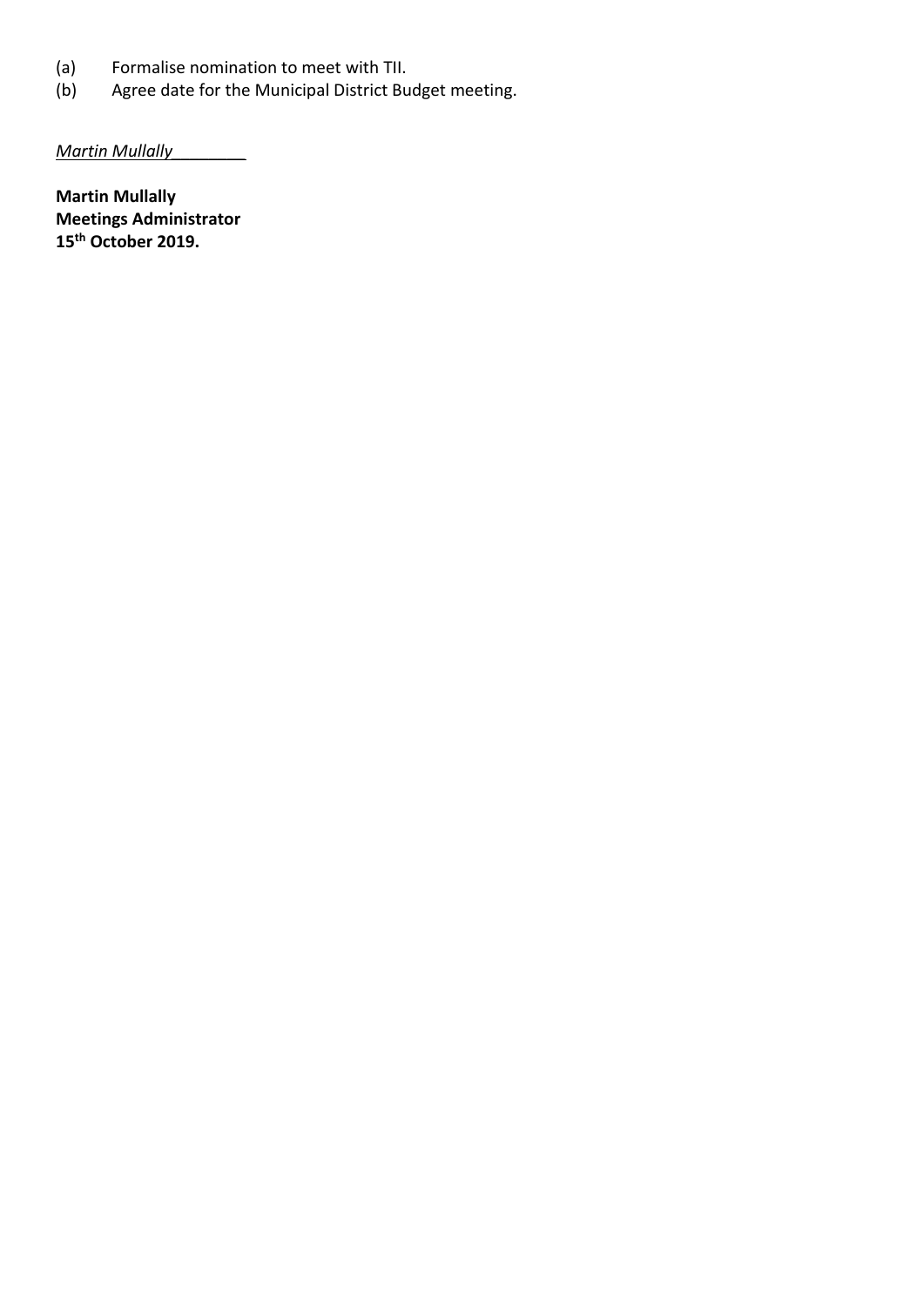(a) Formalise nomination to meet with TII.
(b) Agree date for the Municipal District Budget meeting.

*Martin Mullally*________

**Martin Mullally**
**Meetings Administrator**
**15th October 2019.**